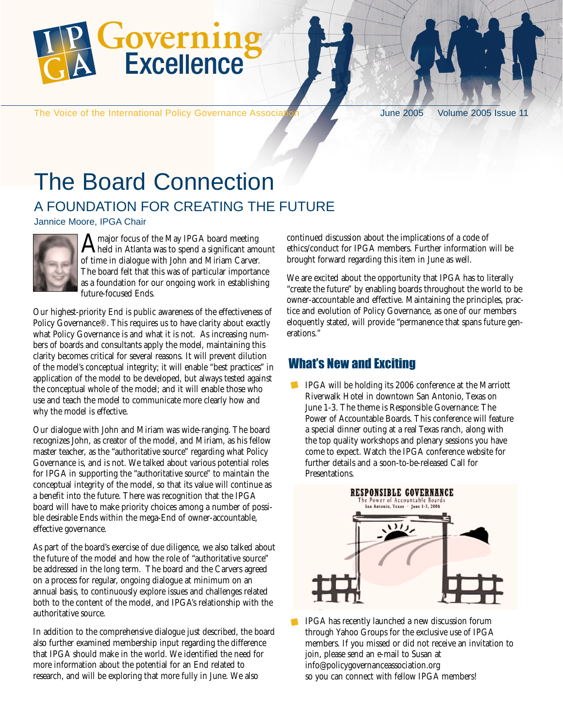# Governing Excellence

The Voice of the International Policy Governance Association

June 2005 Volume 2005 Issue 11

# The Board Connection

## A FOUNDATION FOR CREATING THE FUTURE

Jannice Moore, IPGA Chair

A major focus of the May IPGA board meeting held in Atlanta was to spend a significant amount of time in dialogue with John and Miriam Carver. The board felt that this was of particular importance as a foundation for our ongoing work in establishing future-focused Ends.

Our highest-priority End is public awareness of the effectiveness of Policy Governance®. This requires us to have clarity about exactly what Policy Governance is and what it is not. As increasing numbers of boards and consultants apply the model, maintaining this clarity becomes critical for several reasons. It will prevent dilution of the model's conceptual integrity; it will enable "best practices" in application of the model to be developed, but always tested against the conceptual whole of the model; and it will enable those who use and teach the model to communicate more clearly how and why the model is effective.

Our dialogue with John and Miriam was wide-ranging. The board recognizes John, as creator of the model, and Miriam, as his fellow master teacher, as the "authoritative source" regarding what Policy Governance is, and is not. We talked about various potential roles for IPGA in supporting the "authoritative source" to maintain the conceptual integrity of the model, so that its value will continue as a benefit into the future. There was recognition that the IPGA board will have to make priority choices among a number of possible desirable Ends within the mega-End of owner-accountable, effective governance.

As part of the board's exercise of due diligence, we also talked about the future of the model and how the role of "authoritative source" be addressed in the long term. The board and the Carvers agreed on a process for regular, ongoing dialogue at minimum on an annual basis, to continuously explore issues and challenges related both to the content of the model, and IPGA's relationship with the authoritative source.

In addition to the comprehensive dialogue just described, the board also further examined membership input regarding the difference that IPGA should make in the world. We identified the need for more information about the potential for an End related to research, and will be exploring that more fully in June. We also continued discussion about the implications of a code of ethics/conduct for IPGA members. Further information will be brought forward regarding this item in June as well.

We are excited about the opportunity that IPGA has to literally "create the future" by enabling boards throughout the world to be owner-accountable and effective. Maintaining the principles, practice and evolution of Policy Governance, as one of our members eloquently stated, will provide "permanence that spans future generations."

## What's New and Exciting

- IPGA will be holding its 2006 conference at the Marriott Riverwalk Hotel in downtown San Antonio, Texas on June 1-3. The theme is Responsible Governance: The Power of Accountable Boards. This conference will feature a special dinner outing at a real Texas ranch, along with the top quality workshops and plenary sessions you have come to expect. Watch the IPGA conference website for further details and a soon-to-be-released Call for Presentations.

RESPONSIBLE GOVERNANCE
The Power of Accountable Boards
San Antonio, Texas · June 1-3, 2006

- IPGA has recently launched a new discussion forum through Yahoo Groups for the exclusive use of IPGA members. If you missed or did not receive an invitation to join, please send an e-mail to Susan at info@policygovernanceassociation.org so you can connect with fellow IPGA members!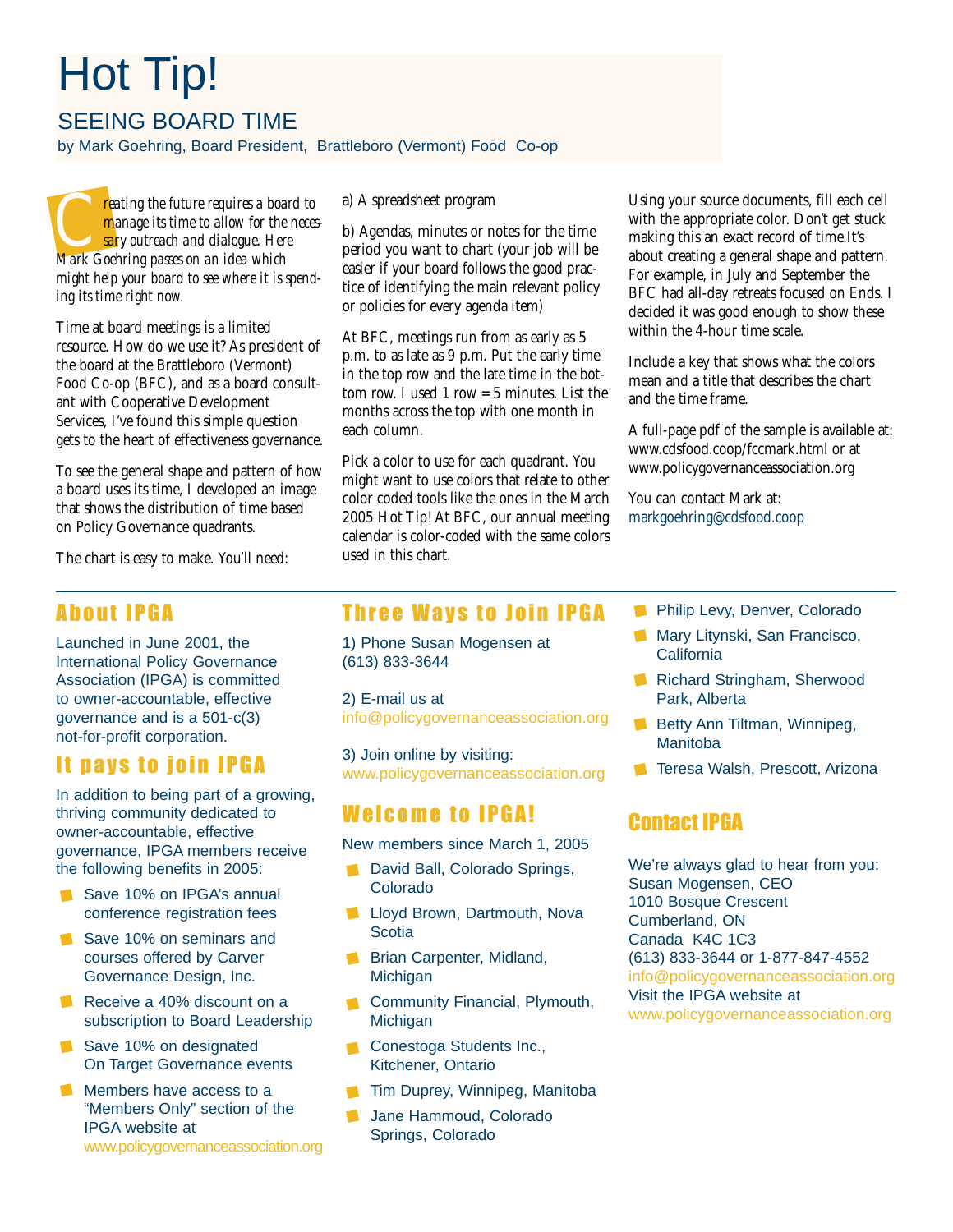# Hot Tip!

## SEEING BOARD TIME

by Mark Goehring, Board President, Brattleboro (Vermont) Food Co-op

*Creating the future requires a board to manage its time to allow for the necessary outreach and dialogue. Here Mark Goehring passes on an idea which might help your board to see where it is spending its time right now.*

Time at board meetings is a limited resource. How do we use it? As president of the board at the Brattleboro (Vermont) Food Co-op (BFC), and as a board consultant with Cooperative Development Services, I've found this simple question gets to the heart of effectiveness governance.

To see the general shape and pattern of how a board uses its time, I developed an image that shows the distribution of time based on Policy Governance quadrants.

The chart is easy to make. You'll need:

a) A spreadsheet program

b) Agendas, minutes or notes for the time period you want to chart (your job will be easier if your board follows the good practice of identifying the main relevant policy or policies for every agenda item)

At BFC, meetings run from as early as 5 p.m. to as late as 9 p.m. Put the early time in the top row and the late time in the bottom row. I used 1 row = 5 minutes. List the months across the top with one month in each column.

Pick a color to use for each quadrant. You might want to use colors that relate to other color coded tools like the ones in the March 2005 Hot Tip! At BFC, our annual meeting calendar is color-coded with the same colors used in this chart.

Using your source documents, fill each cell with the appropriate color. Don't get stuck making this an exact record of time.It's about creating a general shape and pattern. For example, in July and September the BFC had all-day retreats focused on Ends. I decided it was good enough to show these within the 4-hour time scale.

Include a key that shows what the colors mean and a title that describes the chart and the time frame.

A full-page pdf of the sample is available at: www.cdsfood.coop/fccmark.html or at www.policygovernanceassociation.org

You can contact Mark at: markgoehring@cdsfood.coop

## About IPGA

Launched in June 2001, the International Policy Governance Association (IPGA) is committed to owner-accountable, effective governance and is a 501-c(3) not-for-profit corporation.

## It pays to join IPGA

In addition to being part of a growing, thriving community dedicated to owner-accountable, effective governance, IPGA members receive the following benefits in 2005:

- Save 10% on IPGA's annual conference registration fees
- Save 10% on seminars and courses offered by Carver Governance Design, Inc.
- Receive a 40% discount on a subscription to Board Leadership
- Save 10% on designated On Target Governance events
- Members have access to a "Members Only" section of the IPGA website at www.policygovernanceassociation.org

## Three Ways to Join IPGA

1) Phone Susan Mogensen at (613) 833-3644

2) E-mail us at info@policygovernanceassociation.org

3) Join online by visiting: www.policygovernanceassociation.org

## Welcome to IPGA!

New members since March 1, 2005

- David Ball, Colorado Springs, Colorado
- Lloyd Brown, Dartmouth, Nova Scotia
- Brian Carpenter, Midland, Michigan
- Community Financial, Plymouth, Michigan
- Conestoga Students Inc., Kitchener, Ontario
- Tim Duprey, Winnipeg, Manitoba
- Jane Hammoud, Colorado Springs, Colorado
- Philip Levy, Denver, Colorado
- Mary Litynski, San Francisco, California
- Richard Stringham, Sherwood Park, Alberta
- Betty Ann Tiltman, Winnipeg, Manitoba
- Teresa Walsh, Prescott, Arizona

## Contact IPGA

We're always glad to hear from you:
Susan Mogensen, CEO
1010 Bosque Crescent
Cumberland, ON
Canada K4C 1C3
(613) 833-3644 or 1-877-847-4552
info@policygovernanceassociation.org
Visit the IPGA website at
www.policygovernanceassociation.org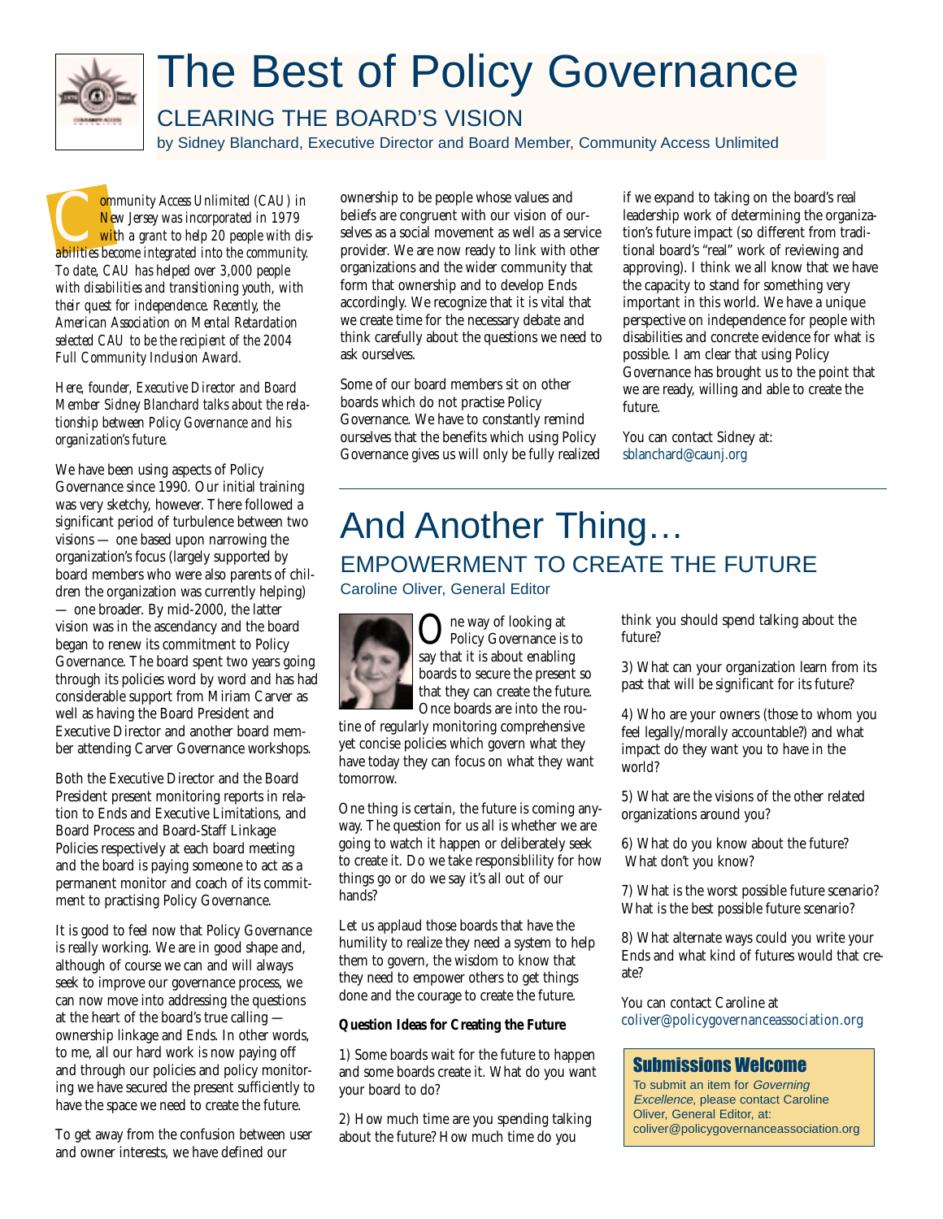# The Best of Policy Governance

## CLEARING THE BOARD'S VISION

by Sidney Blanchard, Executive Director and Board Member, Community Access Unlimited

*Community Access Unlimited (CAU) in New Jersey was incorporated in 1979 with a grant to help 20 people with disabilities become integrated into the community. To date, CAU has helped over 3,000 people with disabilities and transitioning youth, with their quest for independence. Recently, the American Association on Mental Retardation selected CAU to be the recipient of the 2004 Full Community Inclusion Award.*

*Here, founder, Executive Director and Board Member Sidney Blanchard talks about the relationship between Policy Governance and his organization's future.*

We have been using aspects of Policy Governance since 1990. Our initial training was very sketchy, however. There followed a significant period of turbulence between two visions — one based upon narrowing the organization's focus (largely supported by board members who were also parents of children the organization was currently helping) — one broader. By mid-2000, the latter vision was in the ascendancy and the board began to renew its commitment to Policy Governance. The board spent two years going through its policies word by word and has had considerable support from Miriam Carver as well as having the Board President and Executive Director and another board member attending Carver Governance workshops.

Both the Executive Director and the Board President present monitoring reports in relation to Ends and Executive Limitations, and Board Process and Board-Staff Linkage Policies respectively at each board meeting and the board is paying someone to act as a permanent monitor and coach of its commitment to practising Policy Governance.

It is good to feel now that Policy Governance is really working. We are in good shape and, although of course we can and will always seek to improve our governance process, we can now move into addressing the questions at the heart of the board's true calling — ownership linkage and Ends. In other words, to me, all our hard work is now paying off and through our policies and policy monitoring we have secured the present sufficiently to have the space we need to create the future.

To get away from the confusion between user and owner interests, we have defined our ownership to be people whose values and beliefs are congruent with our vision of ourselves as a social movement as well as a service provider. We are now ready to link with other organizations and the wider community that form that ownership and to develop Ends accordingly. We recognize that it is vital that we create time for the necessary debate and think carefully about the questions we need to ask ourselves.

Some of our board members sit on other boards which do not practise Policy Governance. We have to constantly remind ourselves that the benefits which using Policy Governance gives us will only be fully realized if we expand to taking on the board's real leadership work of determining the organization's future impact (so different from traditional board's "real" work of reviewing and approving). I think we all know that we have the capacity to stand for something very important in this world. We have a unique perspective on independence for people with disabilities and concrete evidence for what is possible. I am clear that using Policy Governance has brought us to the point that we are ready, willing and able to create the future.

You can contact Sidney at: sblanchard@caunj.org

# And Another Thing…

## EMPOWERMENT TO CREATE THE FUTURE

Caroline Oliver, General Editor

One way of looking at Policy Governance is to say that it is about enabling boards to secure the present so that they can create the future. Once boards are into the routine of regularly monitoring comprehensive yet concise policies which govern what they have today they can focus on what they want tomorrow.

One thing is certain, the future is coming anyway. The question for us all is whether we are going to watch it happen or deliberately seek to create it. Do we take responsiblility for how things go or do we say it's all out of our hands?

Let us applaud those boards that have the humility to realize they need a system to help them to govern, the wisdom to know that they need to empower others to get things done and the courage to create the future.

**Question Ideas for Creating the Future**

1) Some boards wait for the future to happen and some boards create it. What do you want your board to do?

2) How much time are you spending talking about the future? How much time do you think you should spend talking about the future?

3) What can your organization learn from its past that will be significant for its future?

4) Who are your owners (those to whom you feel legally/morally accountable?) and what impact do they want you to have in the world?

5) What are the visions of the other related organizations around you?

6) What do you know about the future? What don't you know?

7) What is the worst possible future scenario? What is the best possible future scenario?

8) What alternate ways could you write your Ends and what kind of futures would that create?

You can contact Caroline at coliver@policygovernanceassociation.org

### Submissions Welcome

To submit an item for *Governing Excellence*, please contact Caroline Oliver, General Editor, at: coliver@policygovernanceassociation.org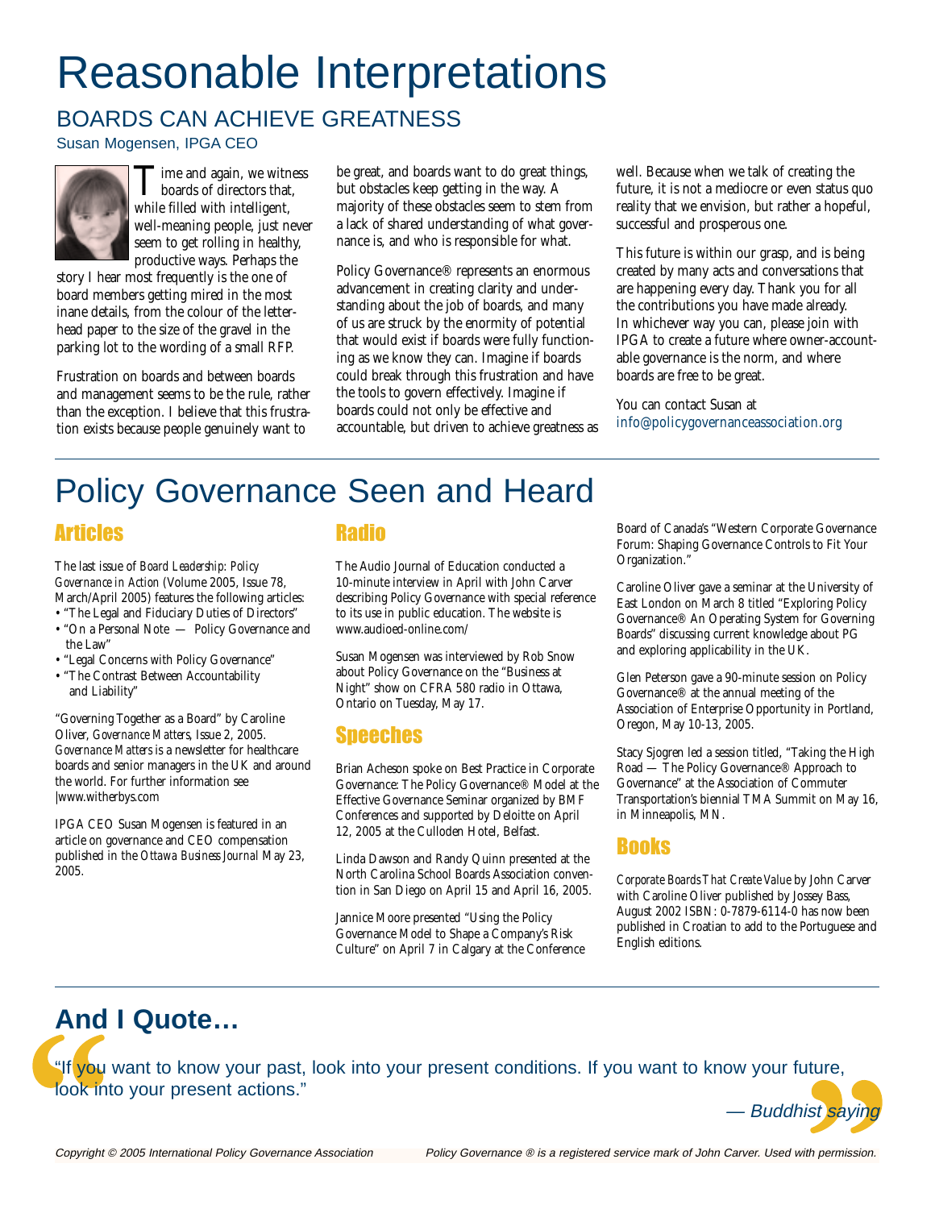# Reasonable Interpretations

## BOARDS CAN ACHIEVE GREATNESS

Susan Mogensen, IPGA CEO

Time and again, we witness boards of directors that, while filled with intelligent, well-meaning people, just never seem to get rolling in healthy, productive ways. Perhaps the story I hear most frequently is the one of board members getting mired in the most inane details, from the colour of the letterhead paper to the size of the gravel in the parking lot to the wording of a small RFP.

Frustration on boards and between boards and management seems to be the rule, rather than the exception. I believe that this frustration exists because people genuinely want to be great, and boards want to do great things, but obstacles keep getting in the way. A majority of these obstacles seem to stem from a lack of shared understanding of what governance is, and who is responsible for what.

Policy Governance® represents an enormous advancement in creating clarity and understanding about the job of boards, and many of us are struck by the enormity of potential that would exist if boards were fully functioning as we know they can. Imagine if boards could break through this frustration and have the tools to govern effectively. Imagine if boards could not only be effective and accountable, but driven to achieve greatness as well. Because when we talk of creating the future, it is not a mediocre or even status quo reality that we envision, but rather a hopeful, successful and prosperous one.

This future is within our grasp, and is being created by many acts and conversations that are happening every day. Thank you for all the contributions you have made already. In whichever way you can, please join with IPGA to create a future where owner-accountable governance is the norm, and where boards are free to be great.

You can contact Susan at info@policygovernanceassociation.org

# Policy Governance Seen and Heard

## Articles

The last issue of *Board Leadership: Policy Governance in Action* (Volume 2005, Issue 78, March/April 2005) features the following articles:

- "The Legal and Fiduciary Duties of Directors"
- "On a Personal Note — Policy Governance and the Law"
- "Legal Concerns with Policy Governance"
- "The Contrast Between Accountability and Liability"

"Governing Together as a Board" by Caroline Oliver, *Governance Matters*, Issue 2, 2005. *Governance Matters* is a newsletter for healthcare boards and senior managers in the UK and around the world. For further information see |www.witherbys.com

IPGA CEO Susan Mogensen is featured in an article on governance and CEO compensation published in the *Ottawa Business Journal* May 23, 2005.

## Radio

The Audio Journal of Education conducted a 10-minute interview in April with John Carver describing Policy Governance with special reference to its use in public education. The website is www.audioed-online.com/

Susan Mogensen was interviewed by Rob Snow about Policy Governance on the "Business at Night" show on CFRA 580 radio in Ottawa, Ontario on Tuesday, May 17.

## Speeches

Brian Acheson spoke on Best Practice in Corporate Governance: The Policy Governance® Model at the Effective Governance Seminar organized by BMF Conferences and supported by Deloitte on April 12, 2005 at the Culloden Hotel, Belfast.

Linda Dawson and Randy Quinn presented at the North Carolina School Boards Association convention in San Diego on April 15 and April 16, 2005.

Jannice Moore presented "Using the Policy Governance Model to Shape a Company's Risk Culture" on April 7 in Calgary at the Conference Board of Canada's "Western Corporate Governance Forum: Shaping Governance Controls to Fit Your Organization."

Caroline Oliver gave a seminar at the University of East London on March 8 titled "Exploring Policy Governance® An Operating System for Governing Boards" discussing current knowledge about PG and exploring applicability in the UK.

Glen Peterson gave a 90-minute session on Policy Governance® at the annual meeting of the Association of Enterprise Opportunity in Portland, Oregon, May 10-13, 2005.

Stacy Sjogren led a session titled, "Taking the High Road — The Policy Governance® Approach to Governance" at the Association of Commuter Transportation's biennial TMA Summit on May 16, in Minneapolis, MN.

## Books

*Corporate Boards That Create Value* by John Carver with Caroline Oliver published by Jossey Bass, August 2002 ISBN: 0-7879-6114-0 has now been published in Croatian to add to the Portuguese and English editions.

# And I Quote…

"If you want to know your past, look into your present conditions. If you want to know your future, look into your present actions."

*— Buddhist saying*

*Copyright © 2005 International Policy Governance Association*

*Policy Governance ® is a registered service mark of John Carver. Used with permission.*